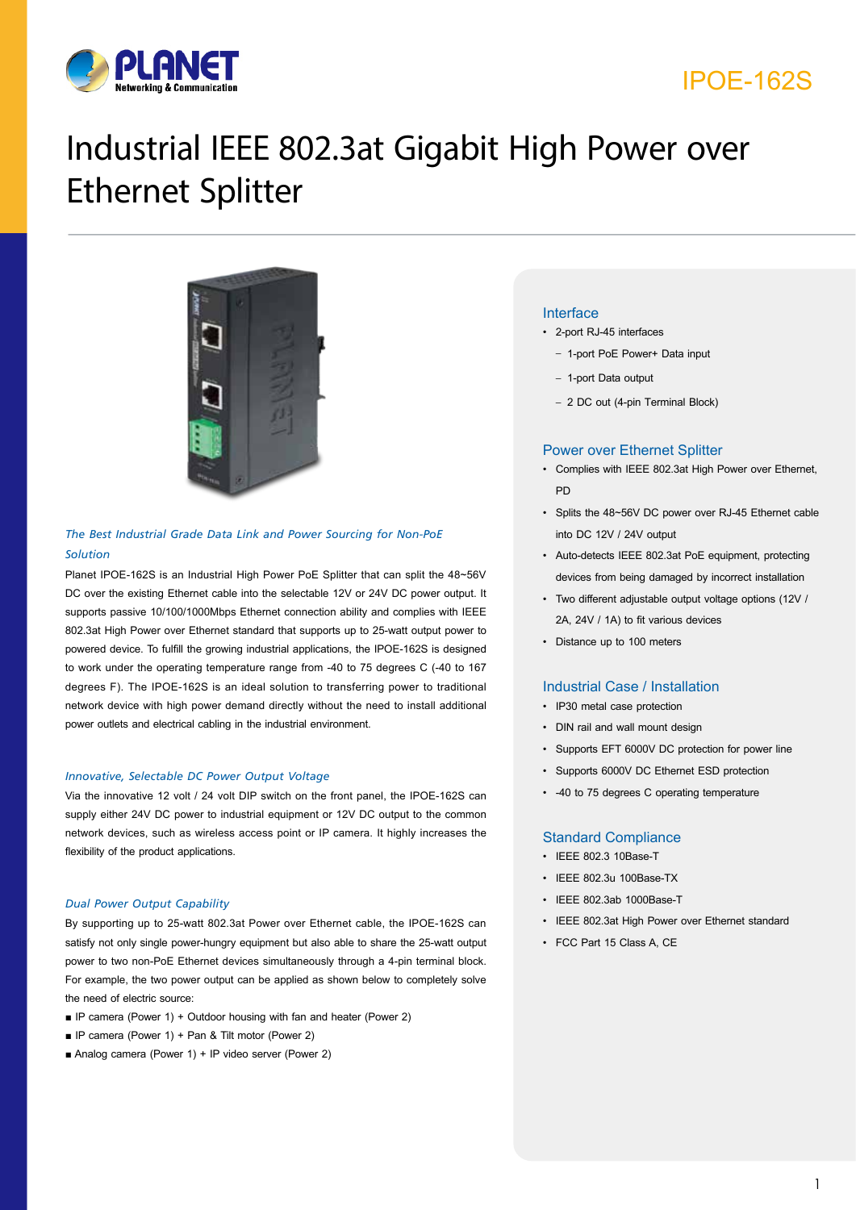IPOE-162S

# Industrial IEEE 802.3at Gigabit High Power over Ethernet Splitter

### *The Best Industrial Grade Data Link and Power Sourcing for Non-PoE Solution*

Planet IPOE-162S is an Industrial High Power PoE Splitter that can split the 48~56V DC over the existing Ethernet cable into the selectable 12V or 24V DC power output. It supports passive 10/100/1000Mbps Ethernet connection ability and complies with IEEE 802.3at High Power over Ethernet standard that supports up to 25-watt output power to powered device. To fulfill the growing industrial applications, the IPOE-162S is designed to work under the operating temperature range from -40 to 75 degrees C (-40 to 167 degrees F). The IPOE-162S is an ideal solution to transferring power to traditional network device with high power demand directly without the need to install additional power outlets and electrical cabling in the industrial environment.

### *Innovative, Selectable DC Power Output Voltage*

Via the innovative 12 volt / 24 volt DIP switch on the front panel, the IPOE-162S can supply either 24V DC power to industrial equipment or 12V DC output to the common network devices, such as wireless access point or IP camera. It highly increases the flexibility of the product applications.

### *Dual Power Output Capability*

By supporting up to 25-watt 802.3at Power over Ethernet cable, the IPOE-162S can satisfy not only single power-hungry equipment but also able to share the 25-watt output power to two non-PoE Ethernet devices simultaneously through a 4-pin terminal block. For example, the two power output can be applied as shown below to completely solve the need of electric source:

- IP camera (Power 1) + Outdoor housing with fan and heater (Power 2)
- IP camera (Power 1) + Pan & Tilt motor (Power 2)
- Analog camera (Power 1) + IP video server (Power 2)

## Interface

- 2-port RJ-45 interfaces
  - 1-port PoE Power+ Data input
  - 1-port Data output
  - 2 DC out (4-pin Terminal Block)

## Power over Ethernet Splitter

- Complies with IEEE 802.3at High Power over Ethernet, PD
- Splits the 48~56V DC power over RJ-45 Ethernet cable into DC 12V / 24V output
- Auto-detects IEEE 802.3at PoE equipment, protecting devices from being damaged by incorrect installation
- Two different adjustable output voltage options (12V / 2A, 24V / 1A) to fit various devices
- Distance up to 100 meters

## Industrial Case / Installation

- IP30 metal case protection
- DIN rail and wall mount design
- Supports EFT 6000V DC protection for power line
- Supports 6000V DC Ethernet ESD protection
- -40 to 75 degrees C operating temperature

## Standard Compliance

- IEEE 802.3 10Base-T
- IEEE 802.3u 100Base-TX
- IEEE 802.3ab 1000Base-T
- IEEE 802.3at High Power over Ethernet standard
- FCC Part 15 Class A, CE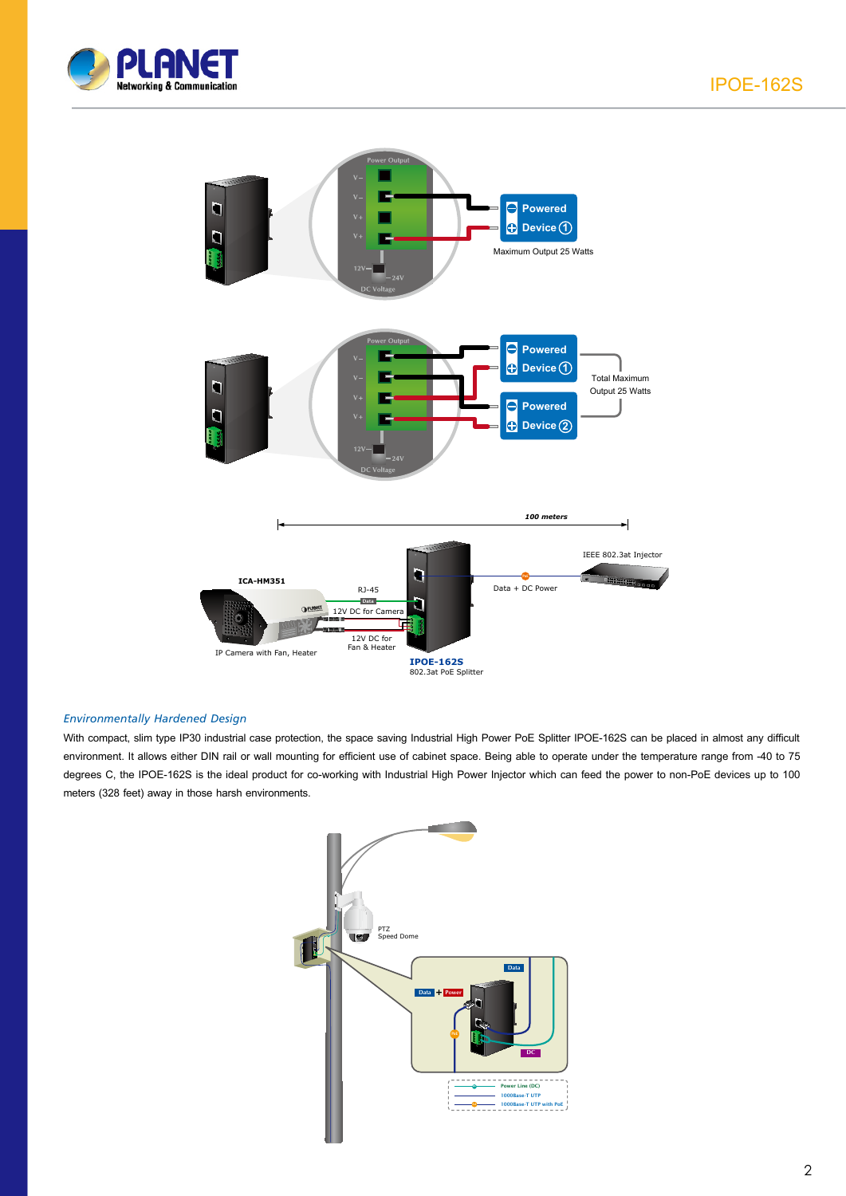### *Environmentally Hardened Design*

With compact, slim type IP30 industrial case protection, the space saving Industrial High Power PoE Splitter IPOE-162S can be placed in almost any difficult environment. It allows either DIN rail or wall mounting for efficient use of cabinet space. Being able to operate under the temperature range from -40 to 75 degrees C, the IPOE-162S is the ideal product for co-working with Industrial High Power Injector which can feed the power to non-PoE devices up to 100 meters (328 feet) away in those harsh environments.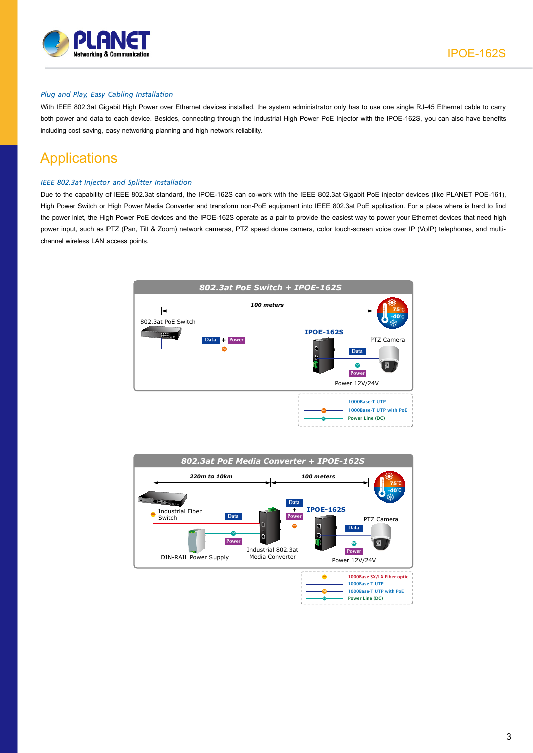*Plug and Play, Easy Cabling Installation*

With IEEE 802.3at Gigabit High Power over Ethernet devices installed, the system administrator only has to use one single RJ-45 Ethernet cable to carry both power and data to each device. Besides, connecting through the Industrial High Power PoE Injector with the IPOE-162S, you can also have benefits including cost saving, easy networking planning and high network reliability.

# Applications

*IEEE 802.3at Injector and Splitter Installation*

Due to the capability of IEEE 802.3at standard, the IPOE-162S can co-work with the IEEE 802.3at Gigabit PoE injector devices (like PLANET POE-161), High Power Switch or High Power Media Converter and transform non-PoE equipment into IEEE 802.3at PoE application. For a place where is hard to find the power inlet, the High Power PoE devices and the IPOE-162S operate as a pair to provide the easiest way to power your Ethernet devices that need high power input, such as PTZ (Pan, Tilt & Zoom) network cameras, PTZ speed dome camera, color touch-screen voice over IP (VoIP) telephones, and multi-channel wireless LAN access points.

**802.3at PoE Switch + IPOE-162S**

100 meters

802.3at PoE Switch — Data + Power — IPOE-162S — Data / Power — PTZ Camera

Power 12V/24V

75°C / -40°C

- 1000Base-T UTP
- 1000Base-T UTP with PoE
- Power Line (DC)

**802.3at PoE Media Converter + IPOE-162S**

220m to 10km | 100 meters

Industrial Fiber Switch — Data — Industrial 802.3at Media Converter — Data + Power — IPOE-162S — Data / Power — PTZ Camera

DIN-RAIL Power Supply — Power

Power 12V/24V

75°C / -40°C

- 1000Base-SX/LX Fiber-optic
- 1000Base-T UTP
- 1000Base-T UTP with PoE
- Power Line (DC)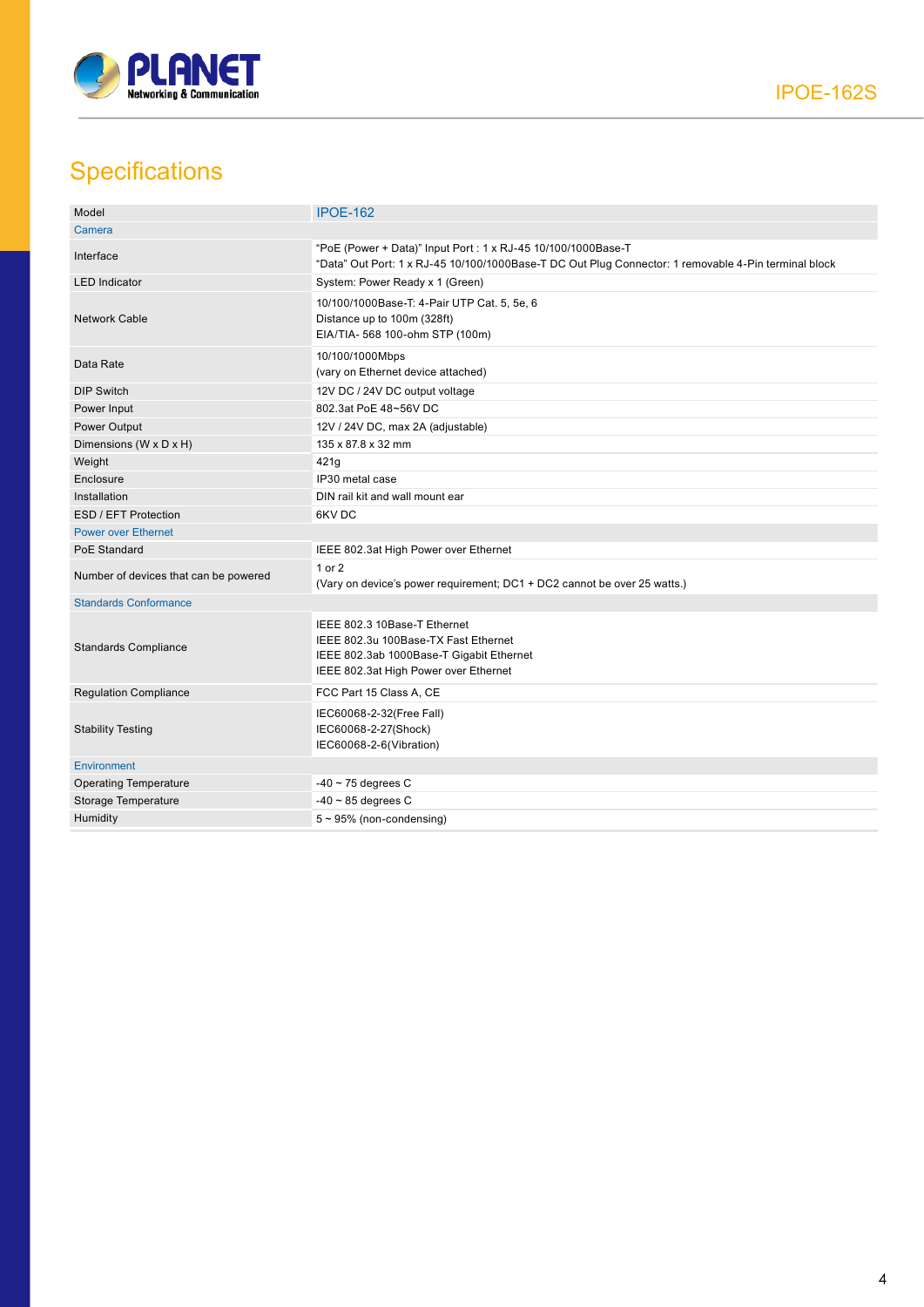## Specifications

| Model | IPOE-162 |
|---|---|
| **Camera** | |
| Interface | "PoE (Power + Data)" Input Port : 1 x RJ-45 10/100/1000Base-T<br>"Data" Out Port: 1 x RJ-45 10/100/1000Base-T DC Out Plug Connector: 1 removable 4-Pin terminal block |
| LED Indicator | System: Power Ready x 1 (Green) |
| Network Cable | 10/100/1000Base-T: 4-Pair UTP Cat. 5, 5e, 6<br>Distance up to 100m (328ft)<br>EIA/TIA- 568 100-ohm STP (100m) |
| Data Rate | 10/100/1000Mbps<br>(vary on Ethernet device attached) |
| DIP Switch | 12V DC / 24V DC output voltage |
| Power Input | 802.3at PoE 48~56V DC |
| Power Output | 12V / 24V DC, max 2A (adjustable) |
| Dimensions (W x D x H) | 135 x 87.8 x 32 mm |
| Weight | 421g |
| Enclosure | IP30 metal case |
| Installation | DIN rail kit and wall mount ear |
| ESD / EFT Protection | 6KV DC |
| **Power over Ethernet** | |
| PoE Standard | IEEE 802.3at High Power over Ethernet |
| Number of devices that can be powered | 1 or 2<br>(Vary on device's power requirement; DC1 + DC2 cannot be over 25 watts.) |
| **Standards Conformance** | |
| Standards Compliance | IEEE 802.3 10Base-T Ethernet<br>IEEE 802.3u 100Base-TX Fast Ethernet<br>IEEE 802.3ab 1000Base-T Gigabit Ethernet<br>IEEE 802.3at High Power over Ethernet |
| Regulation Compliance | FCC Part 15 Class A, CE |
| Stability Testing | IEC60068-2-32(Free Fall)<br>IEC60068-2-27(Shock)<br>IEC60068-2-6(Vibration) |
| **Environment** | |
| Operating Temperature | -40 ~ 75 degrees C |
| Storage Temperature | -40 ~ 85 degrees C |
| Humidity | 5 ~ 95% (non-condensing) |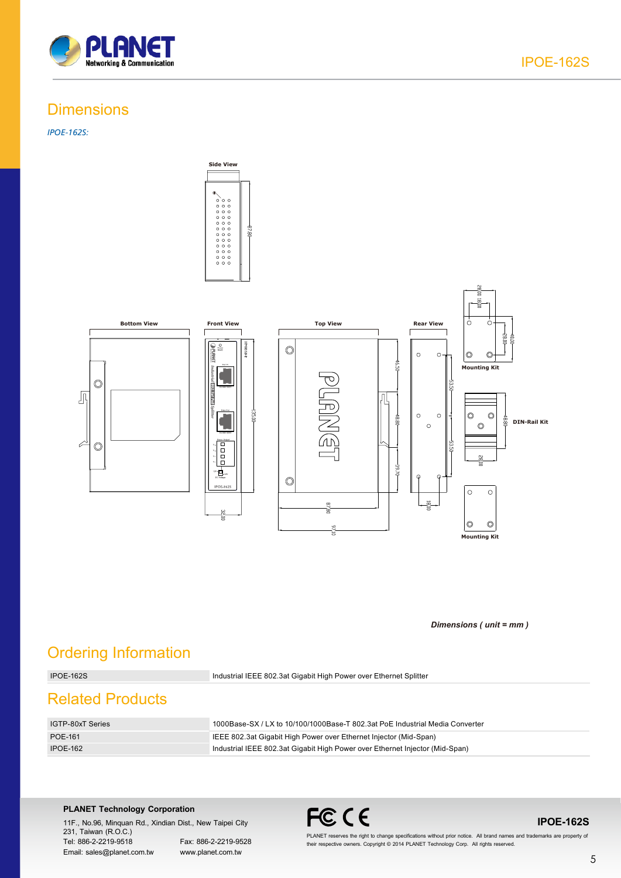## Dimensions

*IPOE-162S:*

Side View

Bottom View

Front View

Top View

Rear View

Mounting Kit

DIN-Rail Kit

Mounting Kit

*Dimensions ( unit = mm )*

## Ordering Information

| | |
|---|---|
| IPOE-162S | Industrial IEEE 802.3at Gigabit High Power over Ethernet Splitter |

## Related Products

| | |
|---|---|
| IGTP-80xT Series | 1000Base-SX / LX to 10/100/1000Base-T 802.3at PoE Industrial Media Converter |
| POE-161 | IEEE 802.3at Gigabit High Power over Ethernet Injector (Mid-Span) |
| IPOE-162 | Industrial IEEE 802.3at Gigabit High Power over Ethernet Injector (Mid-Span) |

**PLANET Technology Corporation**

11F., No.96, Minquan Rd., Xindian Dist., New Taipei City 231, Taiwan (R.O.C.)
Tel: 886-2-2219-9518 Fax: 886-2-2219-9528
Email: sales@planet.com.tw www.planet.com.tw

PLANET reserves the right to change specifications without prior notice. All brand names and trademarks are property of their respective owners. Copyright © 2014 PLANET Technology Corp. All rights reserved.